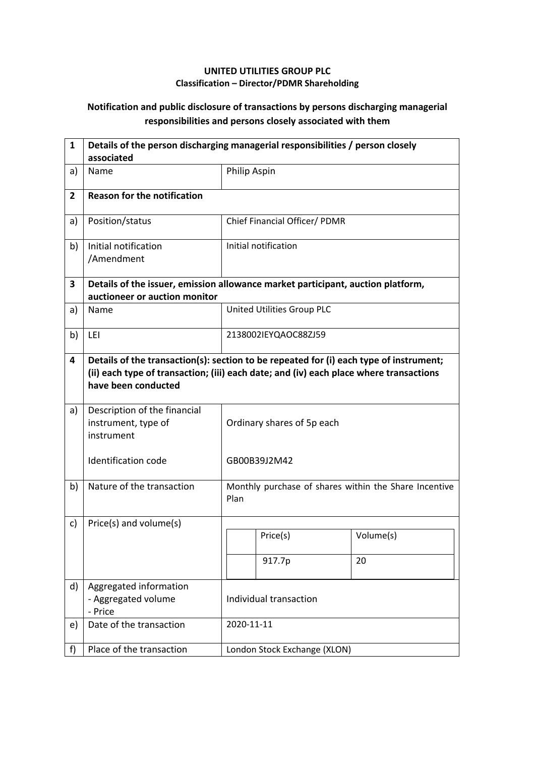**UNITED UTILITIES GROUP PLC**
**Classification – Director/PDMR Shareholding**

## Notification and public disclosure of transactions by persons discharging managerial responsibilities and persons closely associated with them

| 1 | **Details of the person discharging managerial responsibilities / person closely associated** | |
|---|---|---|
| a) | Name | Philip Aspin |
| **2** | **Reason for the notification** | |
| a) | Position/status | Chief Financial Officer/ PDMR |
| b) | Initial notification /Amendment | Initial notification |
| **3** | **Details of the issuer, emission allowance market participant, auction platform, auctioneer or auction monitor** | |
| a) | Name | United Utilities Group PLC |
| b) | LEI | 2138002IEYQAOC88ZJ59 |
| **4** | **Details of the transaction(s): section to be repeated for (i) each type of instrument; (ii) each type of transaction; (iii) each date; and (iv) each place where transactions have been conducted** | |
| a) | Description of the financial instrument, type of instrument<br><br>Identification code | Ordinary shares of 5p each<br><br>GB00B39J2M42 |
| b) | Nature of the transaction | Monthly purchase of shares within the Share Incentive Plan |
| c) | Price(s) and volume(s) | Price(s): 917.7p<br>Volume(s): 20 |
| d) | Aggregated information<br>- Aggregated volume<br>- Price | Individual transaction |
| e) | Date of the transaction | 2020-11-11 |
| f) | Place of the transaction | London Stock Exchange (XLON) |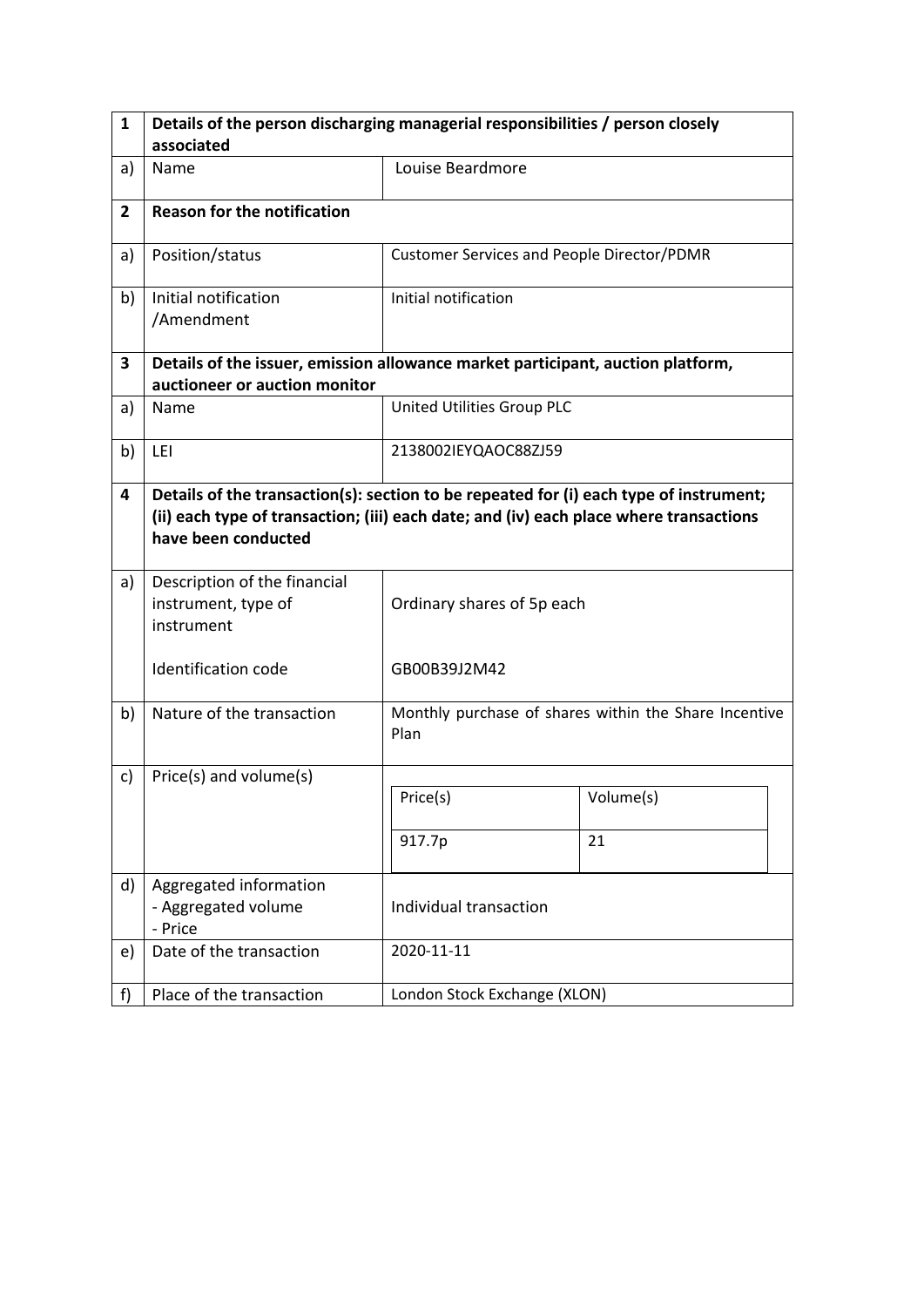| 1 | Details of the person discharging managerial responsibilities / person closely associated | |
|---|---|---|
| a) | Name | Louise Beardmore |
| **2** | **Reason for the notification** | |
| a) | Position/status | Customer Services and People Director/PDMR |
| b) | Initial notification /Amendment | Initial notification |
| **3** | **Details of the issuer, emission allowance market participant, auction platform, auctioneer or auction monitor** | |
| a) | Name | United Utilities Group PLC |
| b) | LEI | 2138002IEYQAOC88ZJ59 |
| **4** | **Details of the transaction(s): section to be repeated for (i) each type of instrument; (ii) each type of transaction; (iii) each date; and (iv) each place where transactions have been conducted** | |
| a) | Description of the financial instrument, type of instrument<br><br>Identification code | Ordinary shares of 5p each<br><br>GB00B39J2M42 |
| b) | Nature of the transaction | Monthly purchase of shares within the Share Incentive Plan |
| c) | Price(s) and volume(s) | Price(s): 917.7p; Volume(s): 21 |
| d) | Aggregated information<br>- Aggregated volume<br>- Price | Individual transaction |
| e) | Date of the transaction | 2020-11-11 |
| f) | Place of the transaction | London Stock Exchange (XLON) |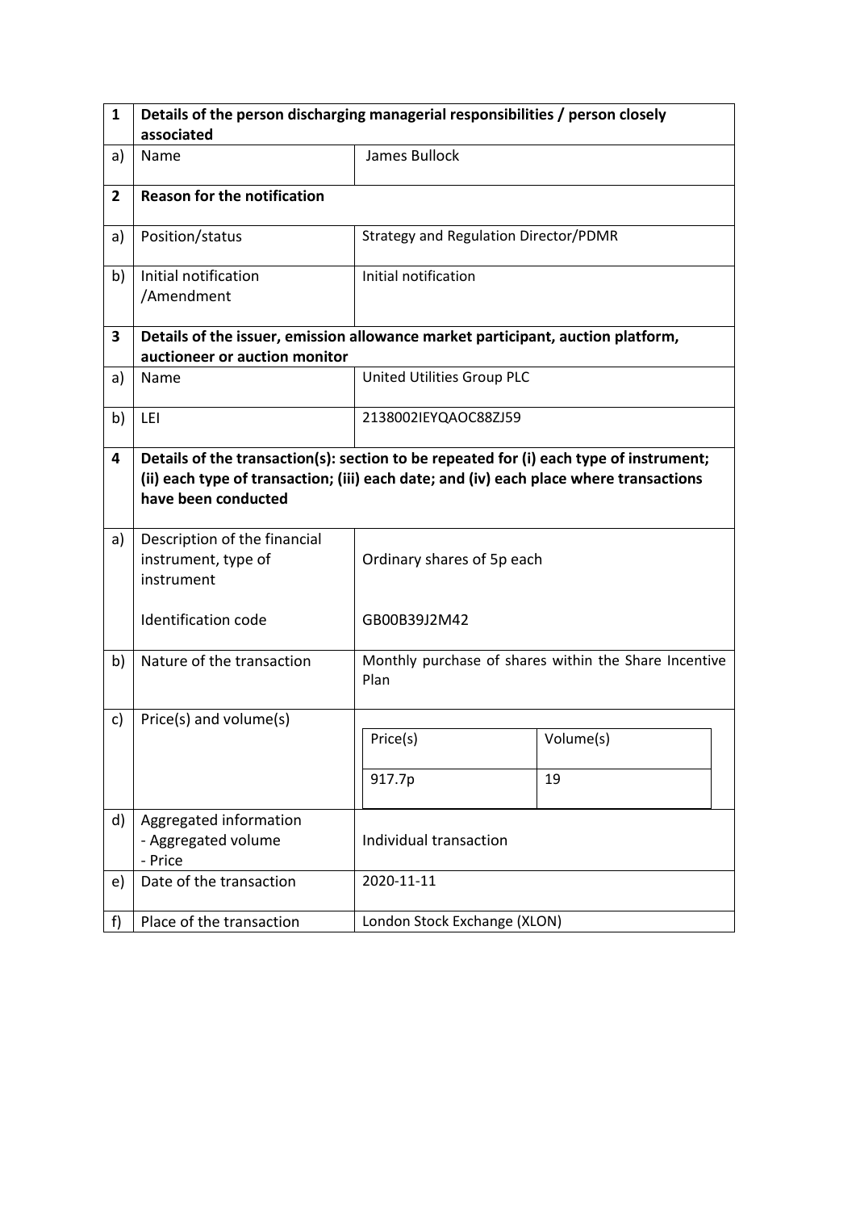| 1 | **Details of the person discharging managerial responsibilities / person closely associated** | |
|---|---|---|
| a) | Name | James Bullock |
| **2** | **Reason for the notification** | |
| a) | Position/status | Strategy and Regulation Director/PDMR |
| b) | Initial notification /Amendment | Initial notification |
| **3** | **Details of the issuer, emission allowance market participant, auction platform, auctioneer or auction monitor** | |
| a) | Name | United Utilities Group PLC |
| b) | LEI | 2138002IEYQAOC88ZJ59 |
| **4** | **Details of the transaction(s): section to be repeated for (i) each type of instrument; (ii) each type of transaction; (iii) each date; and (iv) each place where transactions have been conducted** | |
| a) | Description of the financial instrument, type of instrument<br><br>Identification code | Ordinary shares of 5p each<br><br>GB00B39J2M42 |
| b) | Nature of the transaction | Monthly purchase of shares within the Share Incentive Plan |
| c) | Price(s) and volume(s) | Price(s): 917.7p<br>Volume(s): 19 |
| d) | Aggregated information<br>- Aggregated volume<br>- Price | Individual transaction |
| e) | Date of the transaction | 2020-11-11 |
| f) | Place of the transaction | London Stock Exchange (XLON) |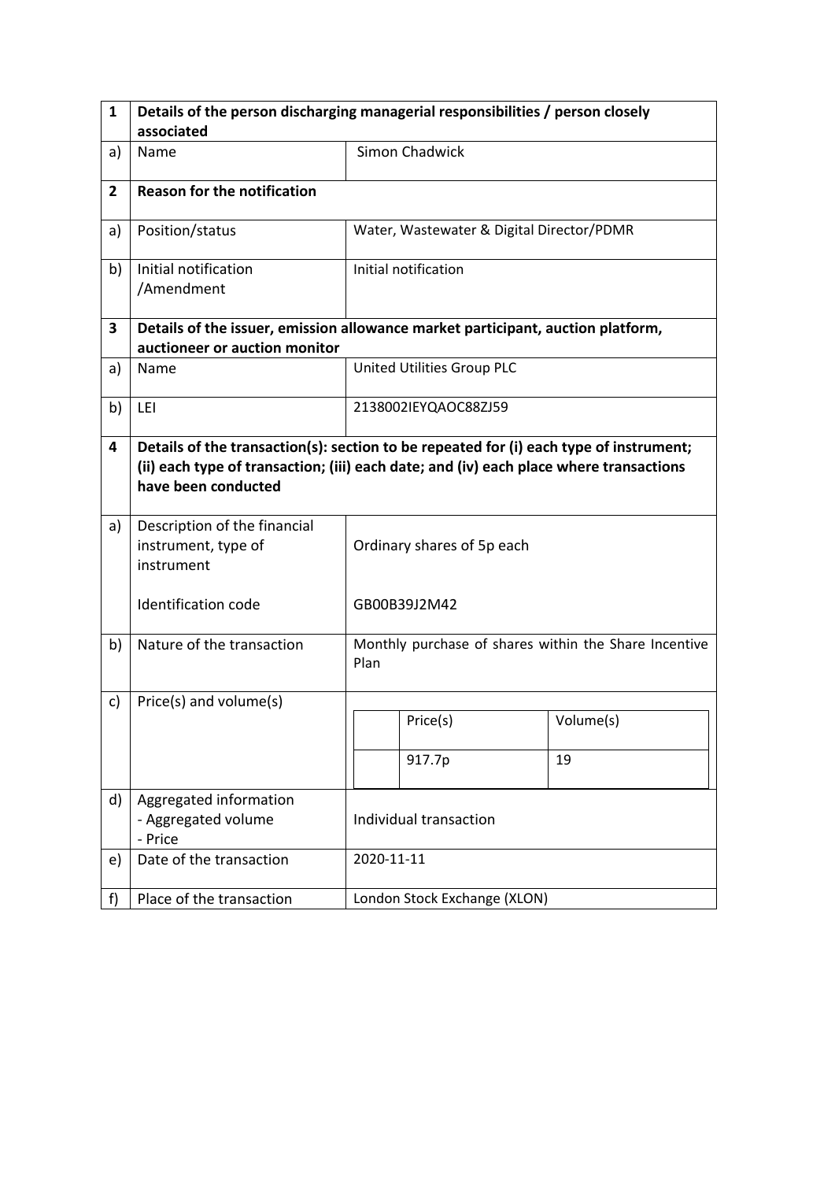| 1 | Details of the person discharging managerial responsibilities / person closely associated | |
|---|---|---|
| a) | Name | Simon Chadwick |
| **2** | **Reason for the notification** | |
| a) | Position/status | Water, Wastewater & Digital Director/PDMR |
| b) | Initial notification /Amendment | Initial notification |
| **3** | **Details of the issuer, emission allowance market participant, auction platform, auctioneer or auction monitor** | |
| a) | Name | United Utilities Group PLC |
| b) | LEI | 2138002IEYQAOC88ZJ59 |
| **4** | **Details of the transaction(s): section to be repeated for (i) each type of instrument; (ii) each type of transaction; (iii) each date; and (iv) each place where transactions have been conducted** | |
| a) | Description of the financial instrument, type of instrument<br><br>Identification code | Ordinary shares of 5p each<br><br>GB00B39J2M42 |
| b) | Nature of the transaction | Monthly purchase of shares within the Share Incentive Plan |
| c) | Price(s) and volume(s) | Price(s): 917.7p; Volume(s): 19 |
| d) | Aggregated information<br>- Aggregated volume<br>- Price | Individual transaction |
| e) | Date of the transaction | 2020-11-11 |
| f) | Place of the transaction | London Stock Exchange (XLON) |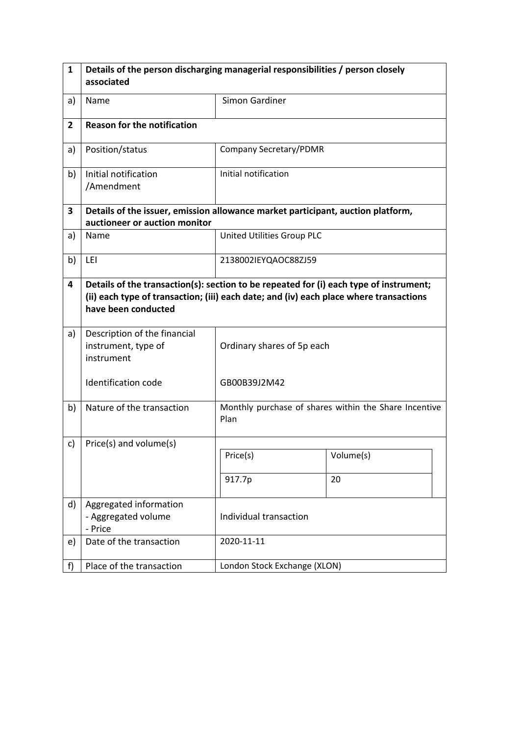| 1 | Details of the person discharging managerial responsibilities / person closely associated | |
|---|---|---|
| a) | Name | Simon Gardiner |
| **2** | **Reason for the notification** | |
| a) | Position/status | Company Secretary/PDMR |
| b) | Initial notification /Amendment | Initial notification |
| **3** | **Details of the issuer, emission allowance market participant, auction platform, auctioneer or auction monitor** | |
| a) | Name | United Utilities Group PLC |
| b) | LEI | 2138002IEYQAOC88ZJ59 |
| **4** | **Details of the transaction(s): section to be repeated for (i) each type of instrument; (ii) each type of transaction; (iii) each date; and (iv) each place where transactions have been conducted** | |
| a) | Description of the financial instrument, type of instrument<br><br>Identification code | Ordinary shares of 5p each<br><br>GB00B39J2M42 |
| b) | Nature of the transaction | Monthly purchase of shares within the Share Incentive Plan |
| c) | Price(s) and volume(s) | Price(s): 917.7p<br>Volume(s): 20 |
| d) | Aggregated information<br>- Aggregated volume<br>- Price | Individual transaction |
| e) | Date of the transaction | 2020-11-11 |
| f) | Place of the transaction | London Stock Exchange (XLON) |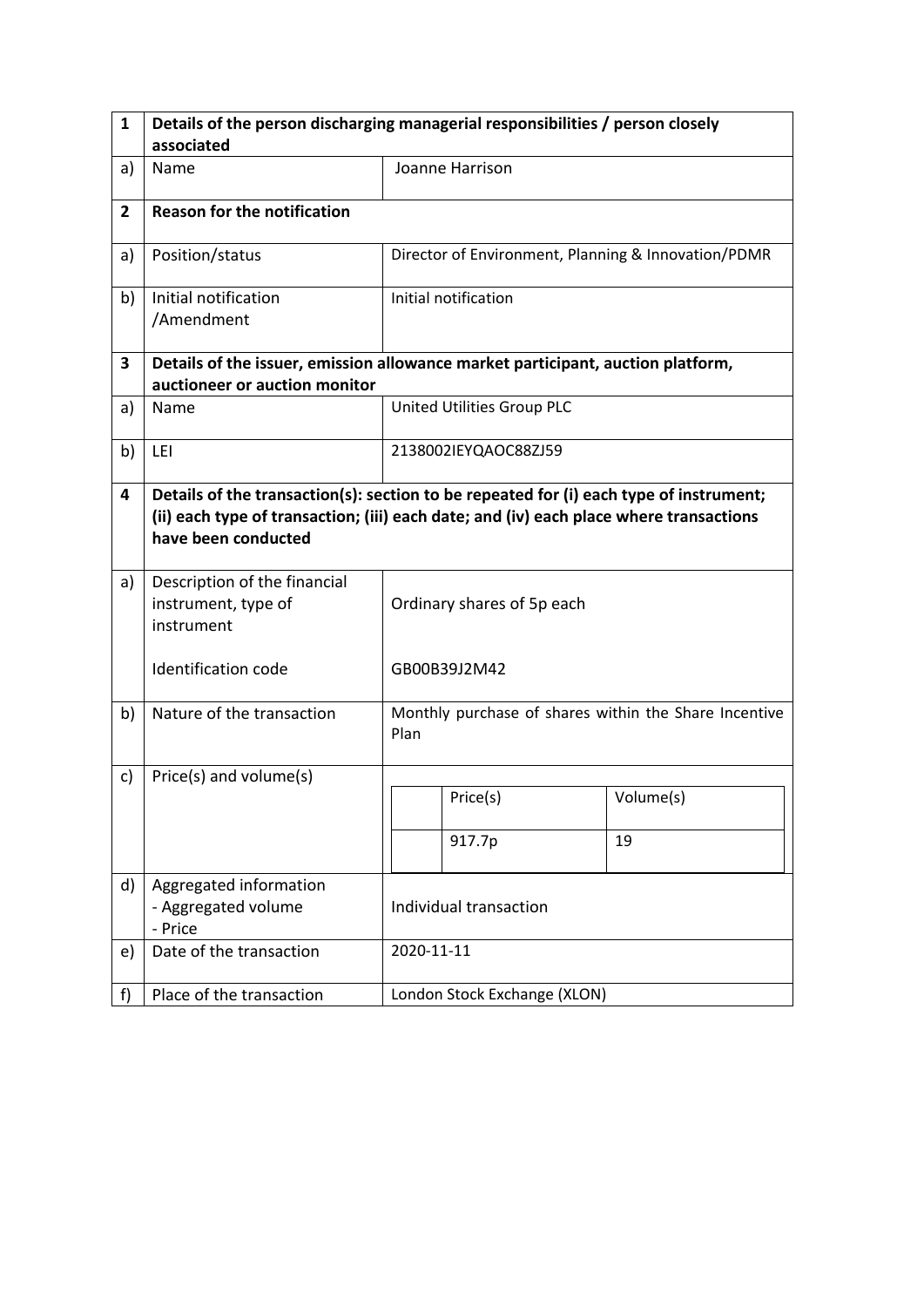| 1 | Details of the person discharging managerial responsibilities / person closely associated | |
|---|---|---|
| a) | Name | Joanne Harrison |
| **2** | **Reason for the notification** | |
| a) | Position/status | Director of Environment, Planning & Innovation/PDMR |
| b) | Initial notification /Amendment | Initial notification |
| **3** | **Details of the issuer, emission allowance market participant, auction platform, auctioneer or auction monitor** | |
| a) | Name | United Utilities Group PLC |
| b) | LEI | 2138002IEYQAOC88ZJ59 |
| **4** | **Details of the transaction(s): section to be repeated for (i) each type of instrument; (ii) each type of transaction; (iii) each date; and (iv) each place where transactions have been conducted** | |
| a) | Description of the financial instrument, type of instrument<br><br>Identification code | Ordinary shares of 5p each<br><br>GB00B39J2M42 |
| b) | Nature of the transaction | Monthly purchase of shares within the Share Incentive Plan |
| c) | Price(s) and volume(s) | Price(s): 917.7p; Volume(s): 19 |
| d) | Aggregated information<br>- Aggregated volume<br>- Price | Individual transaction |
| e) | Date of the transaction | 2020-11-11 |
| f) | Place of the transaction | London Stock Exchange (XLON) |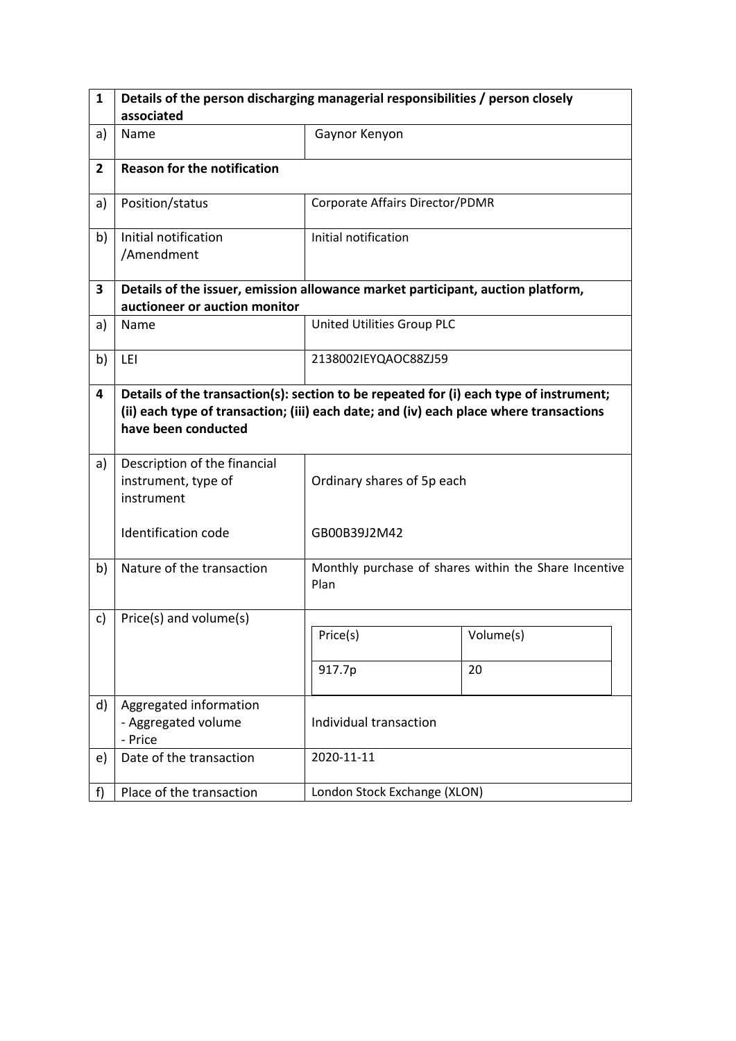| 1 | Details of the person discharging managerial responsibilities / person closely associated | |
|---|---|---|
| a) | Name | Gaynor Kenyon |
| **2** | **Reason for the notification** | |
| a) | Position/status | Corporate Affairs Director/PDMR |
| b) | Initial notification /Amendment | Initial notification |
| **3** | **Details of the issuer, emission allowance market participant, auction platform, auctioneer or auction monitor** | |
| a) | Name | United Utilities Group PLC |
| b) | LEI | 2138002IEYQAOC88ZJ59 |
| **4** | **Details of the transaction(s): section to be repeated for (i) each type of instrument; (ii) each type of transaction; (iii) each date; and (iv) each place where transactions have been conducted** | |
| a) | Description of the financial instrument, type of instrument<br><br>Identification code | Ordinary shares of 5p each<br><br>GB00B39J2M42 |
| b) | Nature of the transaction | Monthly purchase of shares within the Share Incentive Plan |
| c) | Price(s) and volume(s) | Price(s): 917.7p<br>Volume(s): 20 |
| d) | Aggregated information<br>- Aggregated volume<br>- Price | Individual transaction |
| e) | Date of the transaction | 2020-11-11 |
| f) | Place of the transaction | London Stock Exchange (XLON) |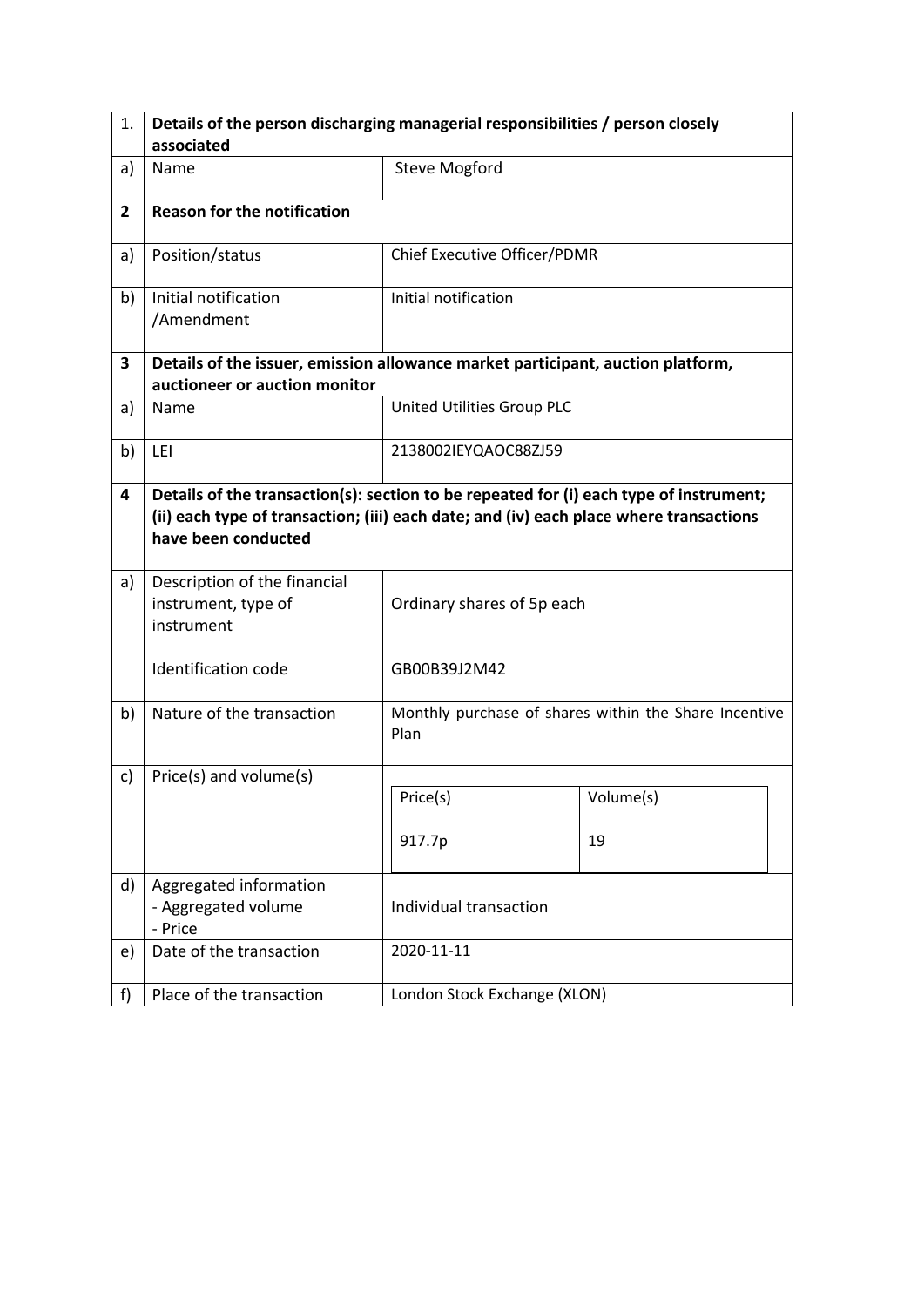| 1. | Details of the person discharging managerial responsibilities / person closely associated | |
|---|---|---|
| a) | Name | Steve Mogford |
| **2** | **Reason for the notification** | |
| a) | Position/status | Chief Executive Officer/PDMR |
| b) | Initial notification /Amendment | Initial notification |
| **3** | **Details of the issuer, emission allowance market participant, auction platform, auctioneer or auction monitor** | |
| a) | Name | United Utilities Group PLC |
| b) | LEI | 2138002IEYQAOC88ZJ59 |
| **4** | **Details of the transaction(s): section to be repeated for (i) each type of instrument; (ii) each type of transaction; (iii) each date; and (iv) each place where transactions have been conducted** | |
| a) | Description of the financial instrument, type of instrument<br><br>Identification code | Ordinary shares of 5p each<br><br>GB00B39J2M42 |
| b) | Nature of the transaction | Monthly purchase of shares within the Share Incentive Plan |
| c) | Price(s) and volume(s) | Price(s): 917.7p<br>Volume(s): 19 |
| d) | Aggregated information<br>- Aggregated volume<br>- Price | Individual transaction |
| e) | Date of the transaction | 2020-11-11 |
| f) | Place of the transaction | London Stock Exchange (XLON) |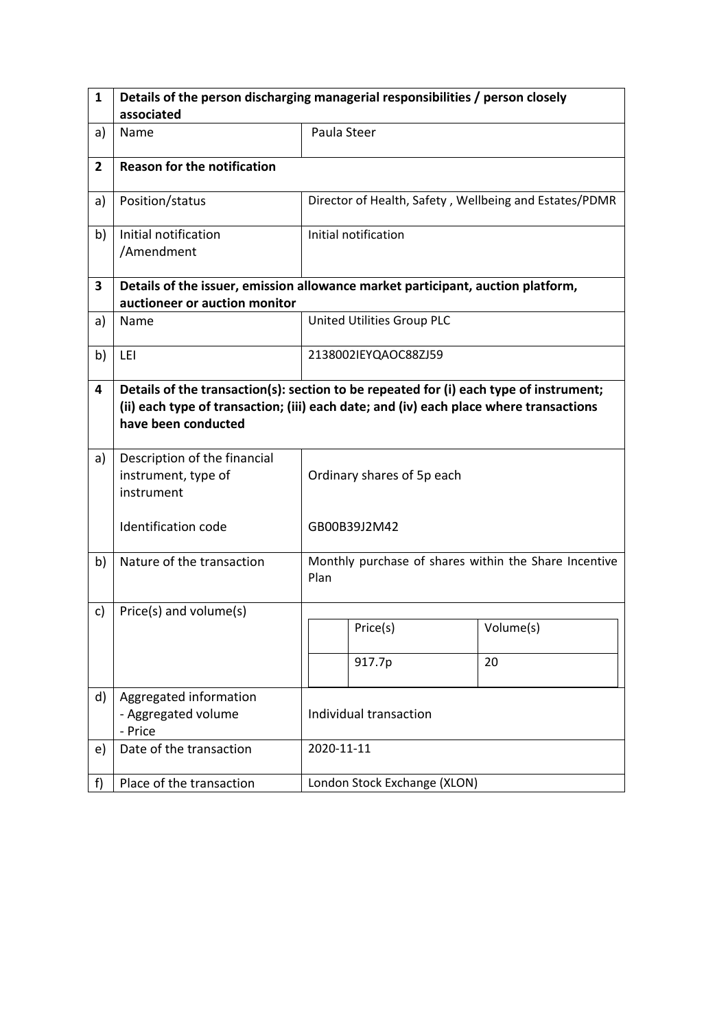| | | |
|---|---|---|
| **1** | **Details of the person discharging managerial responsibilities / person closely associated** | |
| a) | Name | Paula Steer |
| **2** | **Reason for the notification** | |
| a) | Position/status | Director of Health, Safety , Wellbeing and Estates/PDMR |
| b) | Initial notification /Amendment | Initial notification |
| **3** | **Details of the issuer, emission allowance market participant, auction platform, auctioneer or auction monitor** | |
| a) | Name | United Utilities Group PLC |
| b) | LEI | 2138002IEYQAOC88ZJ59 |
| **4** | **Details of the transaction(s): section to be repeated for (i) each type of instrument; (ii) each type of transaction; (iii) each date; and (iv) each place where transactions have been conducted** | |
| a) | Description of the financial instrument, type of instrument<br><br>Identification code | Ordinary shares of 5p each<br><br>GB00B39J2M42 |
| b) | Nature of the transaction | Monthly purchase of shares within the Share Incentive Plan |
| c) | Price(s) and volume(s) | Price(s): 917.7p<br>Volume(s): 20 |
| d) | Aggregated information<br>- Aggregated volume<br>- Price | Individual transaction |
| e) | Date of the transaction | 2020-11-11 |
| f) | Place of the transaction | London Stock Exchange (XLON) |